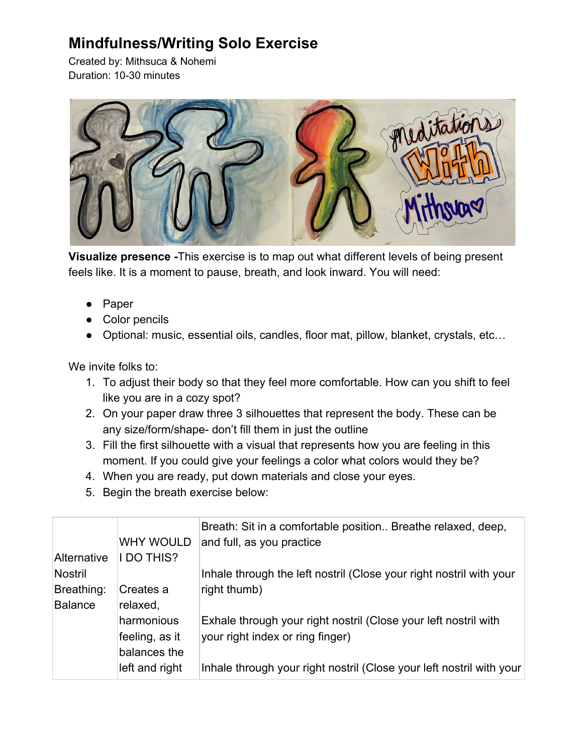# Mindfulness/Writing Solo Exercise

Created by: Mithsuca & Nohemi
Duration: 10-30 minutes

**Visualize presence -**This exercise is to map out what different levels of being present feels like. It is a moment to pause, breath, and look inward. You will need:

- Paper
- Color pencils
- Optional: music, essential oils, candles, floor mat, pillow, blanket, crystals, etc…

We invite folks to:

1. To adjust their body so that they feel more comfortable. How can you shift to feel like you are in a cozy spot?
2. On your paper draw three 3 silhouettes that represent the body. These can be any size/form/shape- don't fill them in just the outline
3. Fill the first silhouette with a visual that represents how you are feeling in this moment. If you could give your feelings a color what colors would they be?
4. When you are ready, put down materials and close your eyes.
5. Begin the breath exercise below:

| | | |
|---|---|---|
| Alternative Nostril Breathing: Balance | WHY WOULD I DO THIS?<br><br>Creates a relaxed, harmonious feeling, as it balances the left and right | Breath: Sit in a comfortable position.. Breathe relaxed, deep, and full, as you practice<br><br>Inhale through the left nostril (Close your right nostril with your right thumb)<br><br>Exhale through your right nostril (Close your left nostril with your right index or ring finger)<br><br>Inhale through your right nostril (Close your left nostril with your |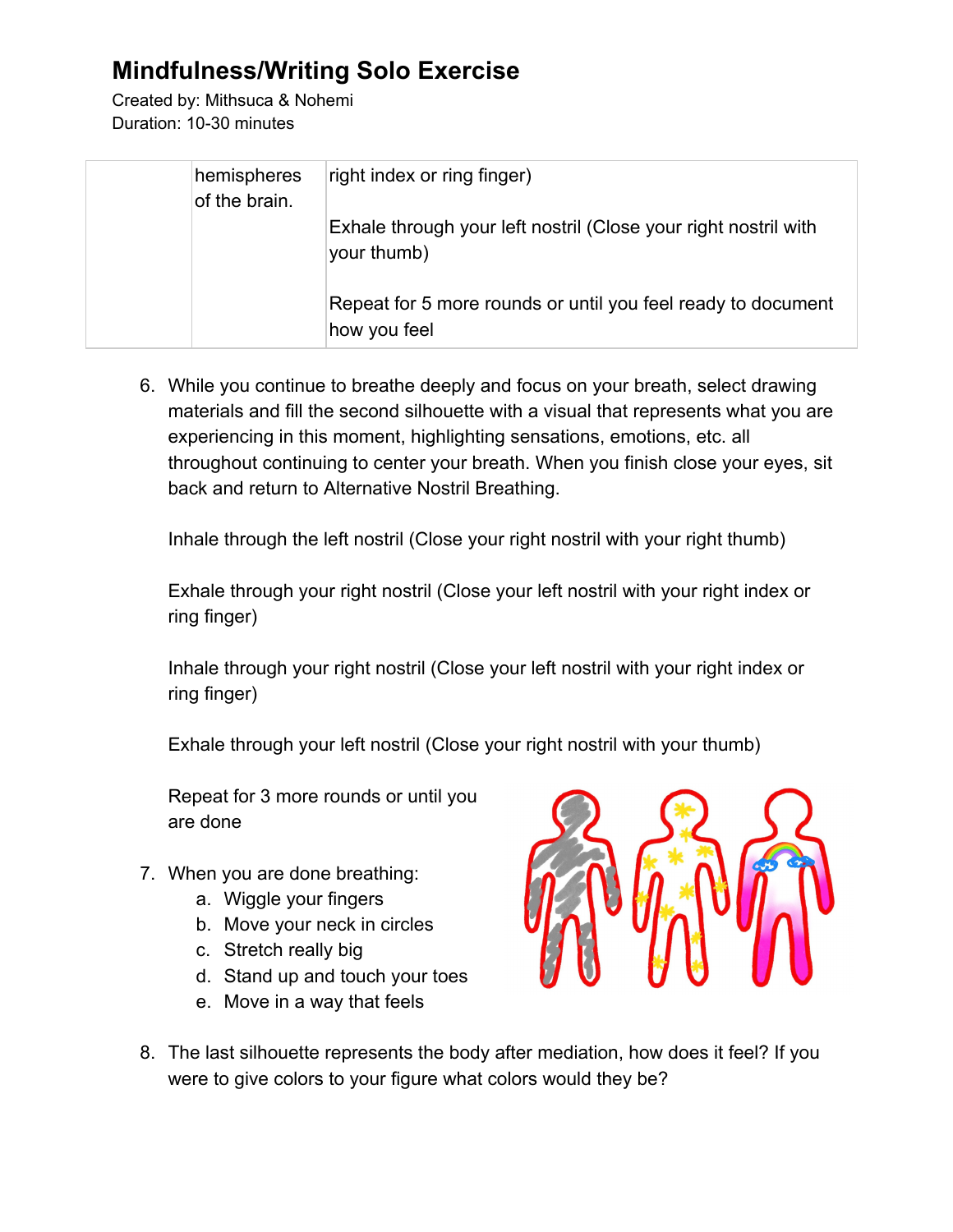# Mindfulness/Writing Solo Exercise

Created by: Mithsuca & Nohemi
Duration: 10-30 minutes

| | | |
|---|---|---|
| | hemispheres of the brain. | right index or ring finger)<br><br>Exhale through your left nostril (Close your right nostril with your thumb)<br><br>Repeat for 5 more rounds or until you feel ready to document how you feel |

6. While you continue to breathe deeply and focus on your breath, select drawing materials and fill the second silhouette with a visual that represents what you are experiencing in this moment, highlighting sensations, emotions, etc. all throughout continuing to center your breath. When you finish close your eyes, sit back and return to Alternative Nostril Breathing.

   Inhale through the left nostril (Close your right nostril with your right thumb)

   Exhale through your right nostril (Close your left nostril with your right index or ring finger)

   Inhale through your right nostril (Close your left nostril with your right index or ring finger)

   Exhale through your left nostril (Close your right nostril with your thumb)

   Repeat for 3 more rounds or until you are done

7. When you are done breathing:
   a. Wiggle your fingers
   b. Move your neck in circles
   c. Stretch really big
   d. Stand up and touch your toes
   e. Move in a way that feels

8. The last silhouette represents the body after mediation, how does it feel? If you were to give colors to your figure what colors would they be?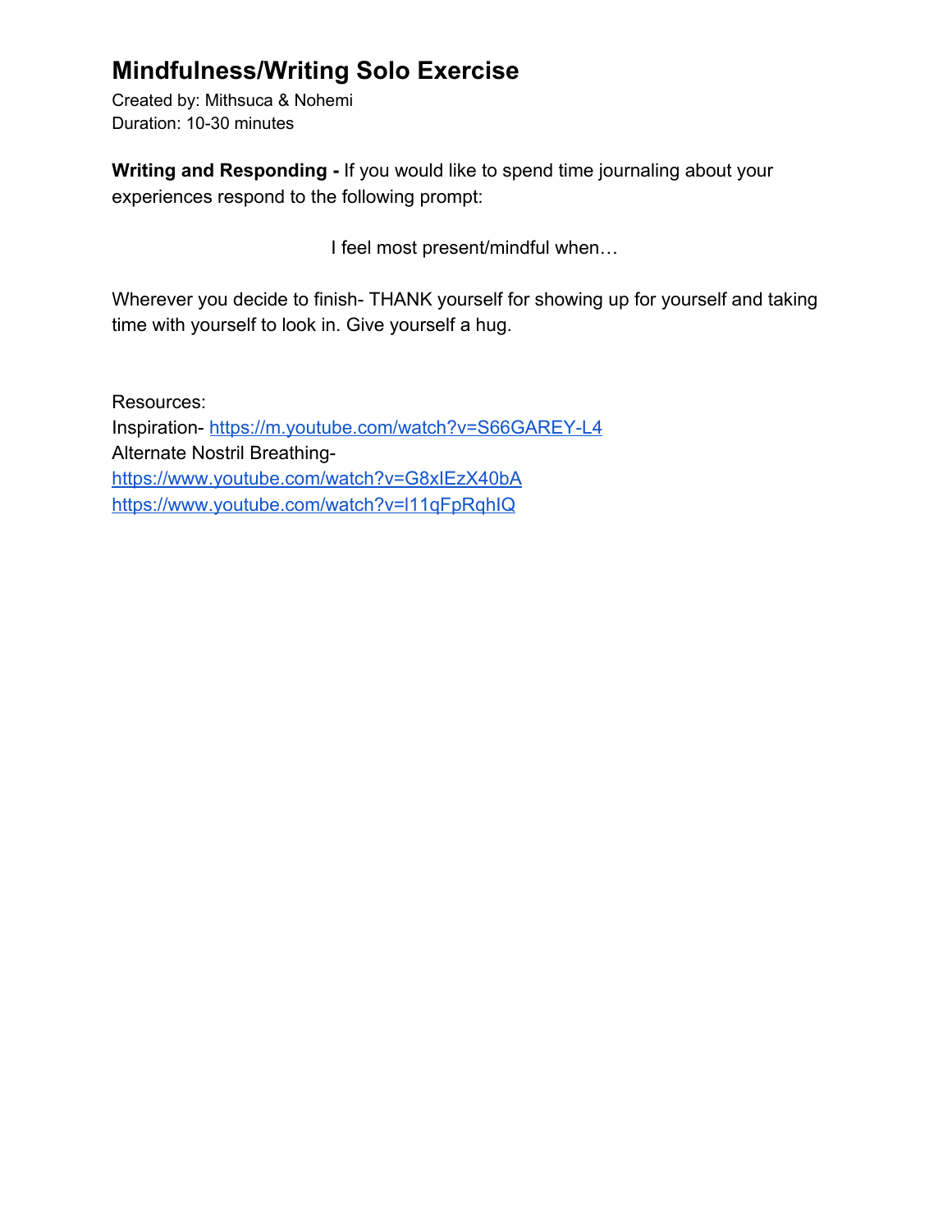# Mindfulness/Writing Solo Exercise

Created by: Mithsuca & Nohemi
Duration: 10-30 minutes

**Writing and Responding -** If you would like to spend time journaling about your experiences respond to the following prompt:

I feel most present/mindful when…

Wherever you decide to finish- THANK yourself for showing up for yourself and taking time with yourself to look in. Give yourself a hug.

Resources:
Inspiration- https://m.youtube.com/watch?v=S66GAREY-L4
Alternate Nostril Breathing-
https://www.youtube.com/watch?v=G8xIEzX40bA
https://www.youtube.com/watch?v=l11qFpRqhIQ